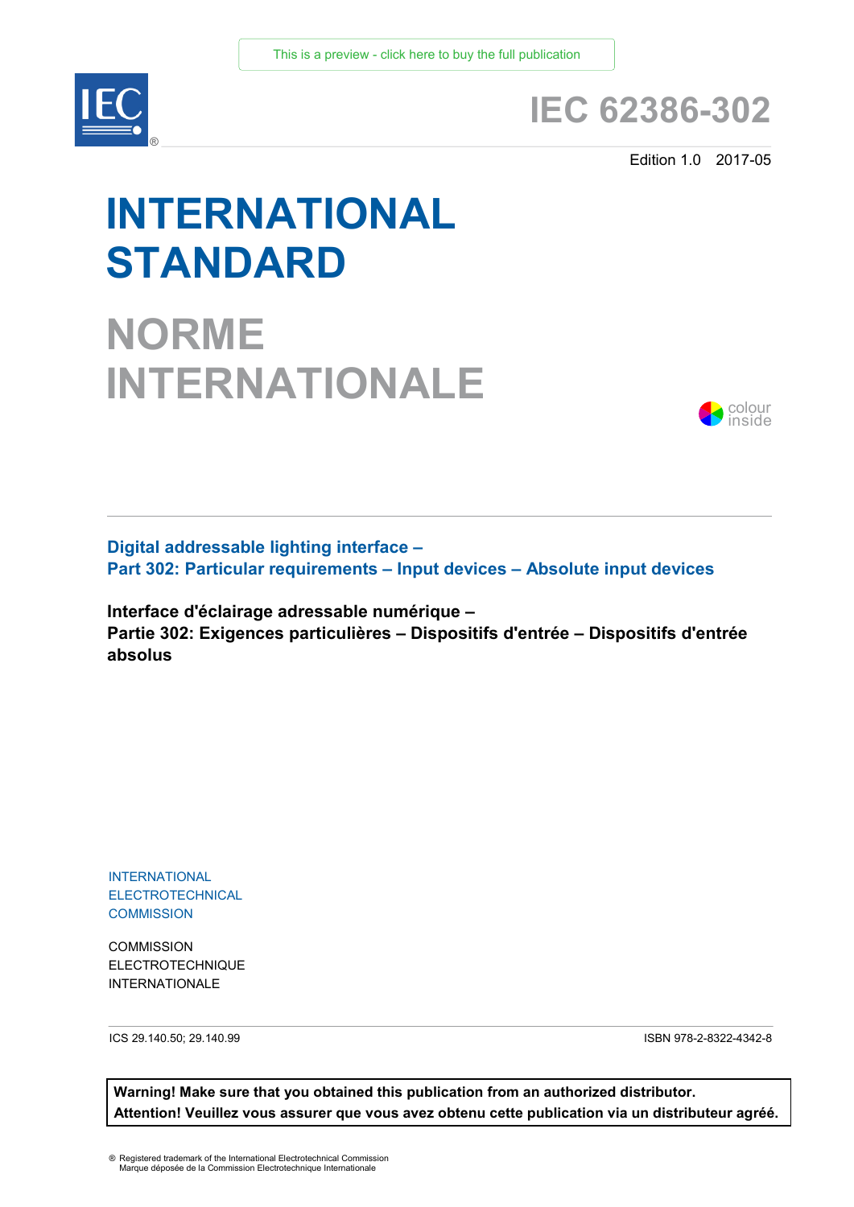This is a preview - click here to buy the full publication

IEC®

# IEC 62386-302

Edition 1.0 2017-05

# INTERNATIONAL STANDARD

# NORME INTERNATIONALE

colour inside

**Digital addressable lighting interface –**
**Part 302: Particular requirements – Input devices – Absolute input devices**

**Interface d'éclairage adressable numérique –**
**Partie 302: Exigences particulières – Dispositifs d'entrée – Dispositifs d'entrée absolus**

INTERNATIONAL
ELECTROTECHNICAL
COMMISSION

COMMISSION
ELECTROTECHNIQUE
INTERNATIONALE

ICS 29.140.50; 29.140.99

ISBN 978-2-8322-4342-8

**Warning! Make sure that you obtained this publication from an authorized distributor.**
**Attention! Veuillez vous assurer que vous avez obtenu cette publication via un distributeur agréé.**

® Registered trademark of the International Electrotechnical Commission
Marque déposée de la Commission Electrotechnique Internationale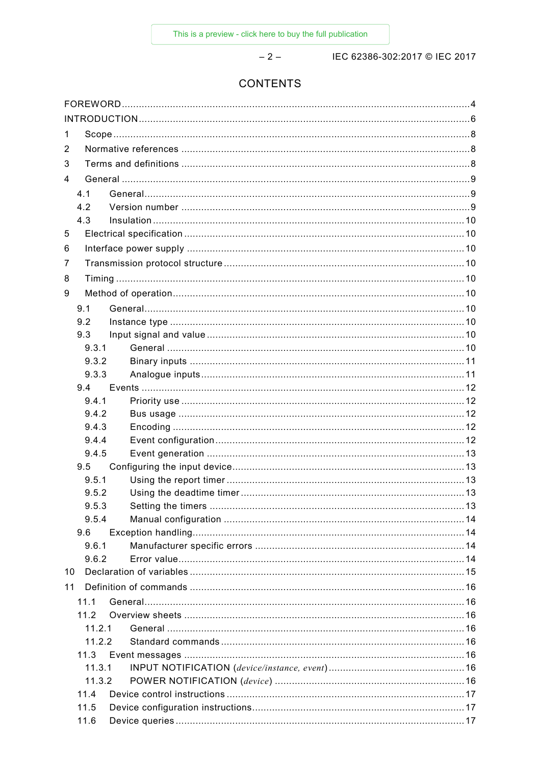# CONTENTS

FOREWORD ... 4
INTRODUCTION ... 6
1 Scope ... 8
2 Normative references ... 8
3 Terms and definitions ... 8
4 General ... 9
4.1 General ... 9
4.2 Version number ... 9
4.3 Insulation ... 10
5 Electrical specification ... 10
6 Interface power supply ... 10
7 Transmission protocol structure ... 10
8 Timing ... 10
9 Method of operation ... 10
9.1 General ... 10
9.2 Instance type ... 10
9.3 Input signal and value ... 10
9.3.1 General ... 10
9.3.2 Binary inputs ... 11
9.3.3 Analogue inputs ... 11
9.4 Events ... 12
9.4.1 Priority use ... 12
9.4.2 Bus usage ... 12
9.4.3 Encoding ... 12
9.4.4 Event configuration ... 12
9.4.5 Event generation ... 13
9.5 Configuring the input device ... 13
9.5.1 Using the report timer ... 13
9.5.2 Using the deadtime timer ... 13
9.5.3 Setting the timers ... 13
9.5.4 Manual configuration ... 14
9.6 Exception handling ... 14
9.6.1 Manufacturer specific errors ... 14
9.6.2 Error value ... 14
10 Declaration of variables ... 15
11 Definition of commands ... 16
11.1 General ... 16
11.2 Overview sheets ... 16
11.2.1 General ... 16
11.2.2 Standard commands ... 16
11.3 Event messages ... 16
11.3.1 INPUT NOTIFICATION (*device/instance, event*) ... 16
11.3.2 POWER NOTIFICATION (*device*) ... 16
11.4 Device control instructions ... 17
11.5 Device configuration instructions ... 17
11.6 Device queries ... 17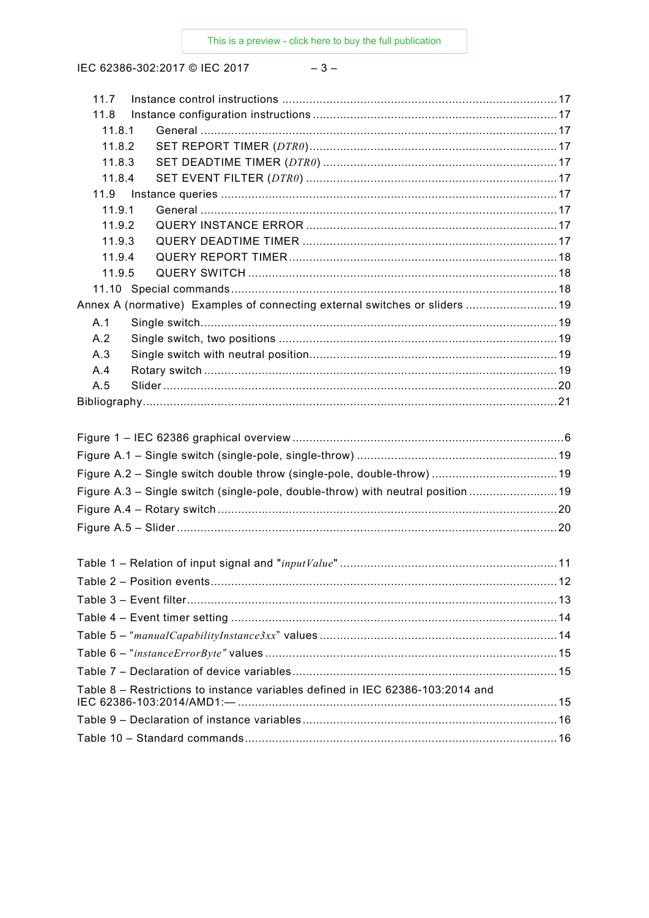11.7 Instance control instructions ................................................................................ 17
11.8 Instance configuration instructions ....................................................................... 17
11.8.1 General ......................................................................................................... 17
11.8.2 SET REPORT TIMER (*DTR0*) ........................................................................ 17
11.8.3 SET DEADTIME TIMER (*DTR0*) .................................................................... 17
11.8.4 SET EVENT FILTER (*DTR0*) ......................................................................... 17
11.9 Instance queries .................................................................................................. 17
11.9.1 General ......................................................................................................... 17
11.9.2 QUERY INSTANCE ERROR ......................................................................... 17
11.9.3 QUERY DEADTIME TIMER .......................................................................... 17
11.9.4 QUERY REPORT TIMER .............................................................................. 18
11.9.5 QUERY SWITCH .......................................................................................... 18
11.10 Special commands ............................................................................................... 18
Annex A (normative) Examples of connecting external switches or sliders ........................... 19
A.1 Single switch ........................................................................................................ 19
A.2 Single switch, two positions ................................................................................. 19
A.3 Single switch with neutral position ........................................................................ 19
A.4 Rotary switch ....................................................................................................... 19
A.5 Slider ................................................................................................................... 20
Bibliography ......................................................................................................................... 21

Figure 1 – IEC 62386 graphical overview ............................................................................... 6
Figure A.1 – Single switch (single-pole, single-throw) .......................................................... 19
Figure A.2 – Single switch double throw (single-pole, double-throw) ..................................... 19
Figure A.3 – Single switch (single-pole, double-throw) with neutral position .......................... 19
Figure A.4 – Rotary switch ................................................................................................... 20
Figure A.5 – Slider ............................................................................................................... 20

Table 1 – Relation of input signal and "*inputValue*" ............................................................... 11
Table 2 – Position events ..................................................................................................... 12
Table 3 – Event filter ............................................................................................................ 13
Table 4 – Event timer setting ............................................................................................... 14
Table 5 – "*manualCapabilityInstance3xx*" values ..................................................................... 14
Table 6 – "*instanceErrorByte*" values ..................................................................................... 15
Table 7 – Declaration of device variables ............................................................................. 15
Table 8 – Restrictions to instance variables defined in IEC 62386-103:2014 and IEC 62386-103:2014/AMD1:— ............................................................................................. 15
Table 9 – Declaration of instance variables .......................................................................... 16
Table 10 – Standard commands ........................................................................................... 16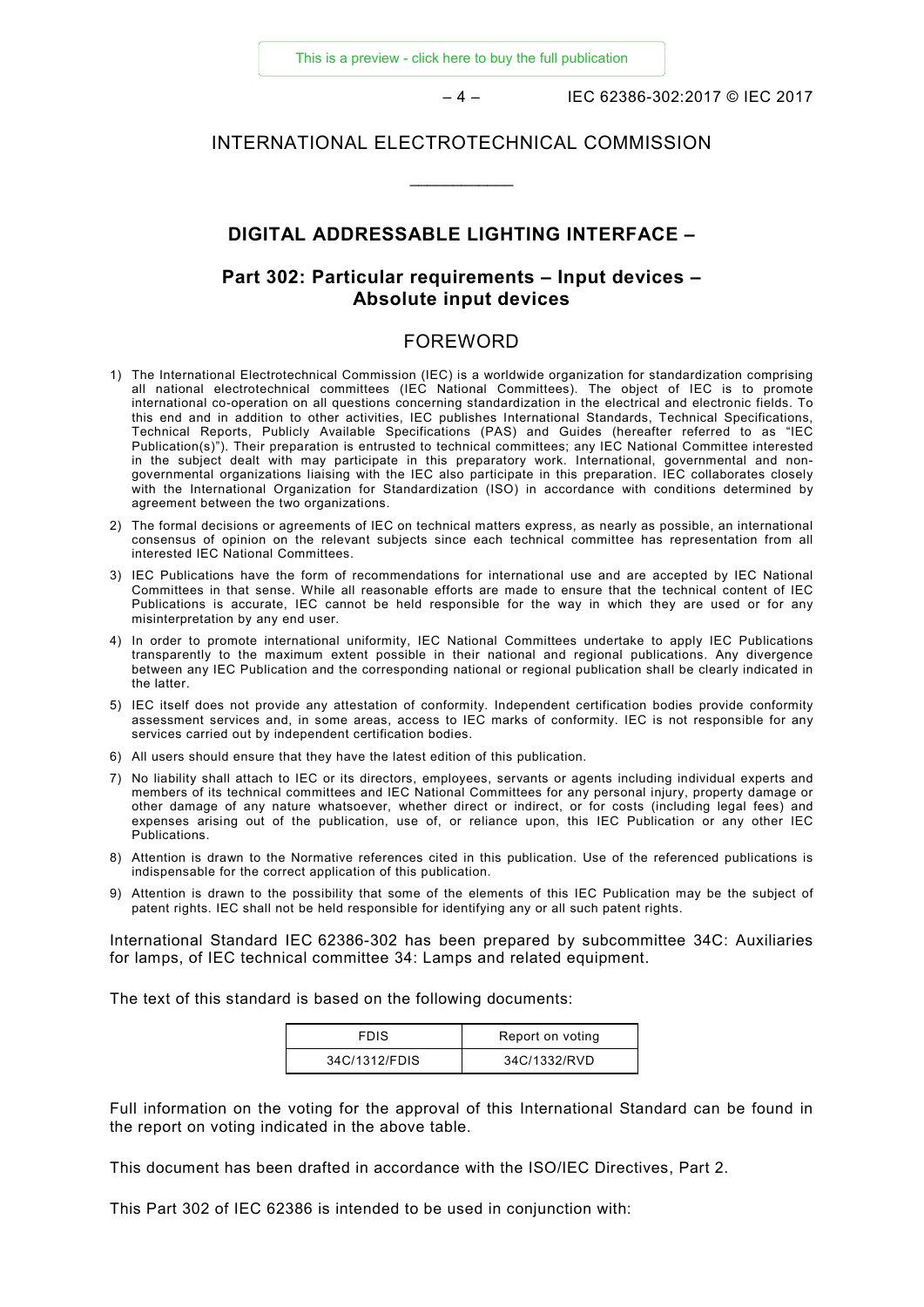# INTERNATIONAL ELECTROTECHNICAL COMMISSION

\_\_\_\_\_\_\_\_\_\_\_\_

## DIGITAL ADDRESSABLE LIGHTING INTERFACE –

## Part 302: Particular requirements – Input devices – Absolute input devices

## FOREWORD

1) The International Electrotechnical Commission (IEC) is a worldwide organization for standardization comprising all national electrotechnical committees (IEC National Committees). The object of IEC is to promote international co-operation on all questions concerning standardization in the electrical and electronic fields. To this end and in addition to other activities, IEC publishes International Standards, Technical Specifications, Technical Reports, Publicly Available Specifications (PAS) and Guides (hereafter referred to as "IEC Publication(s)"). Their preparation is entrusted to technical committees; any IEC National Committee interested in the subject dealt with may participate in this preparatory work. International, governmental and non-governmental organizations liaising with the IEC also participate in this preparation. IEC collaborates closely with the International Organization for Standardization (ISO) in accordance with conditions determined by agreement between the two organizations.
2) The formal decisions or agreements of IEC on technical matters express, as nearly as possible, an international consensus of opinion on the relevant subjects since each technical committee has representation from all interested IEC National Committees.
3) IEC Publications have the form of recommendations for international use and are accepted by IEC National Committees in that sense. While all reasonable efforts are made to ensure that the technical content of IEC Publications is accurate, IEC cannot be held responsible for the way in which they are used or for any misinterpretation by any end user.
4) In order to promote international uniformity, IEC National Committees undertake to apply IEC Publications transparently to the maximum extent possible in their national and regional publications. Any divergence between any IEC Publication and the corresponding national or regional publication shall be clearly indicated in the latter.
5) IEC itself does not provide any attestation of conformity. Independent certification bodies provide conformity assessment services and, in some areas, access to IEC marks of conformity. IEC is not responsible for any services carried out by independent certification bodies.
6) All users should ensure that they have the latest edition of this publication.
7) No liability shall attach to IEC or its directors, employees, servants or agents including individual experts and members of its technical committees and IEC National Committees for any personal injury, property damage or other damage of any nature whatsoever, whether direct or indirect, or for costs (including legal fees) and expenses arising out of the publication, use of, or reliance upon, this IEC Publication or any other IEC Publications.
8) Attention is drawn to the Normative references cited in this publication. Use of the referenced publications is indispensable for the correct application of this publication.
9) Attention is drawn to the possibility that some of the elements of this IEC Publication may be the subject of patent rights. IEC shall not be held responsible for identifying any or all such patent rights.

International Standard IEC 62386-302 has been prepared by subcommittee 34C: Auxiliaries for lamps, of IEC technical committee 34: Lamps and related equipment.

The text of this standard is based on the following documents:

| FDIS | Report on voting |
| --- | --- |
| 34C/1312/FDIS | 34C/1332/RVD |

Full information on the voting for the approval of this International Standard can be found in the report on voting indicated in the above table.

This document has been drafted in accordance with the ISO/IEC Directives, Part 2.

This Part 302 of IEC 62386 is intended to be used in conjunction with: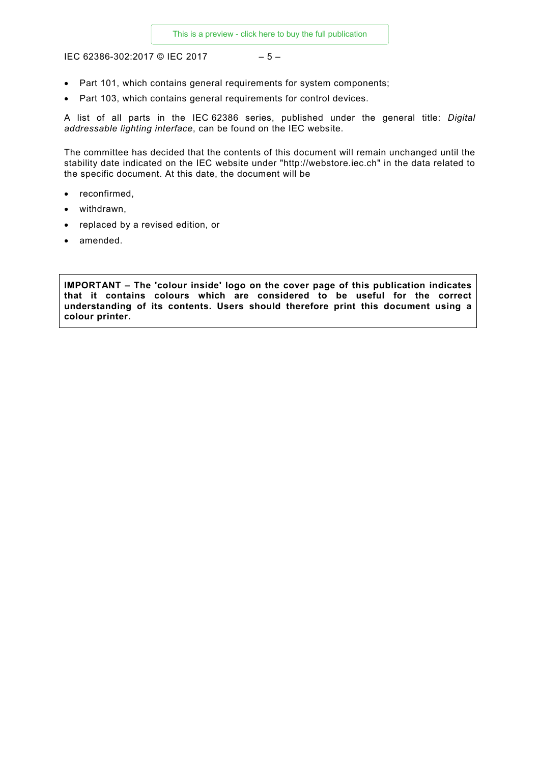- Part 101, which contains general requirements for system components;
- Part 103, which contains general requirements for control devices.

A list of all parts in the IEC 62386 series, published under the general title: *Digital addressable lighting interface*, can be found on the IEC website.

The committee has decided that the contents of this document will remain unchanged until the stability date indicated on the IEC website under "http://webstore.iec.ch" in the data related to the specific document. At this date, the document will be

- reconfirmed,
- withdrawn,
- replaced by a revised edition, or
- amended.

**IMPORTANT – The 'colour inside' logo on the cover page of this publication indicates that it contains colours which are considered to be useful for the correct understanding of its contents. Users should therefore print this document using a colour printer.**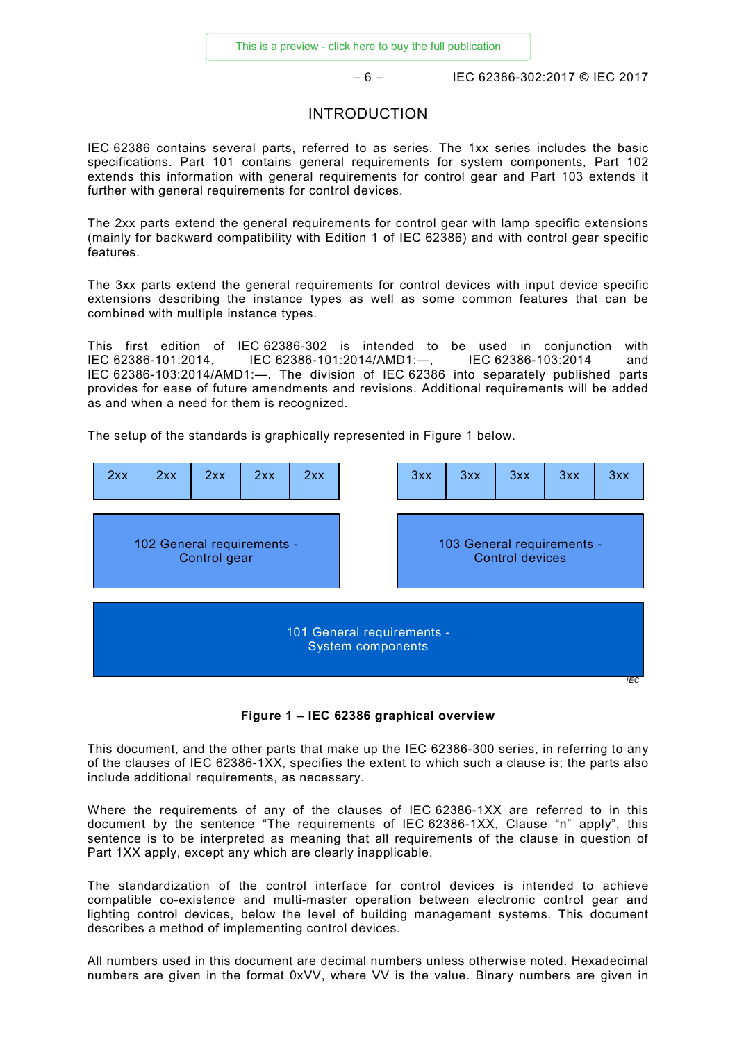# INTRODUCTION

IEC 62386 contains several parts, referred to as series. The 1xx series includes the basic specifications. Part 101 contains general requirements for system components, Part 102 extends this information with general requirements for control gear and Part 103 extends it further with general requirements for control devices.

The 2xx parts extend the general requirements for control gear with lamp specific extensions (mainly for backward compatibility with Edition 1 of IEC 62386) and with control gear specific features.

The 3xx parts extend the general requirements for control devices with input device specific extensions describing the instance types as well as some common features that can be combined with multiple instance types.

This first edition of IEC 62386-302 is intended to be used in conjunction with IEC 62386-101:2014, IEC 62386-101:2014/AMD1:—, IEC 62386-103:2014 and IEC 62386-103:2014/AMD1:—. The division of IEC 62386 into separately published parts provides for ease of future amendments and revisions. Additional requirements will be added as and when a need for them is recognized.

The setup of the standards is graphically represented in Figure 1 below.

| 2xx | 2xx | 2xx | 2xx | 2xx | | 3xx | 3xx | 3xx | 3xx | 3xx |
|---|---|---|---|---|---|---|---|---|---|---|
| 102 General requirements - Control gear | | | | | | 103 General requirements - Control devices | | | | |
| 101 General requirements - System components | | | | | | | | | | |

**Figure 1 – IEC 62386 graphical overview**

This document, and the other parts that make up the IEC 62386-300 series, in referring to any of the clauses of IEC 62386-1XX, specifies the extent to which such a clause is; the parts also include additional requirements, as necessary.

Where the requirements of any of the clauses of IEC 62386-1XX are referred to in this document by the sentence "The requirements of IEC 62386-1XX, Clause "n" apply", this sentence is to be interpreted as meaning that all requirements of the clause in question of Part 1XX apply, except any which are clearly inapplicable.

The standardization of the control interface for control devices is intended to achieve compatible co-existence and multi-master operation between electronic control gear and lighting control devices, below the level of building management systems. This document describes a method of implementing control devices.

All numbers used in this document are decimal numbers unless otherwise noted. Hexadecimal numbers are given in the format 0xVV, where VV is the value. Binary numbers are given in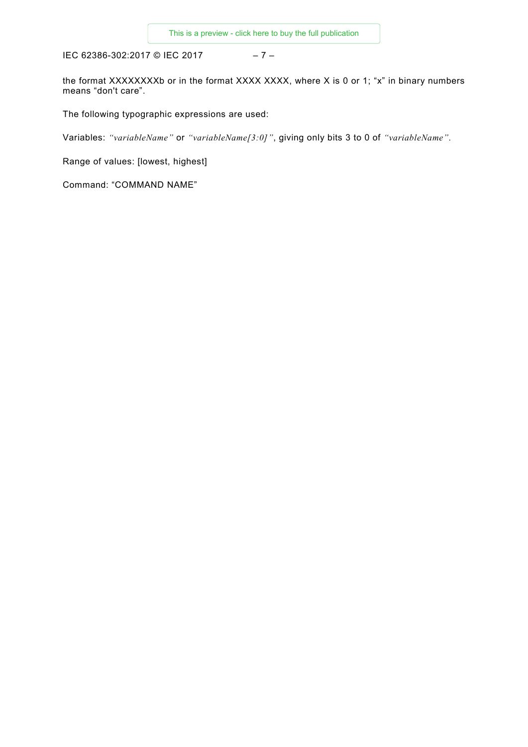the format XXXXXXXXb or in the format XXXX XXXX, where X is 0 or 1; "x" in binary numbers means "don't care".

The following typographic expressions are used:

Variables: *"variableName"* or *"variableName[3:0]"*, giving only bits 3 to 0 of *"variableName"*.

Range of values: [lowest, highest]

Command: "COMMAND NAME"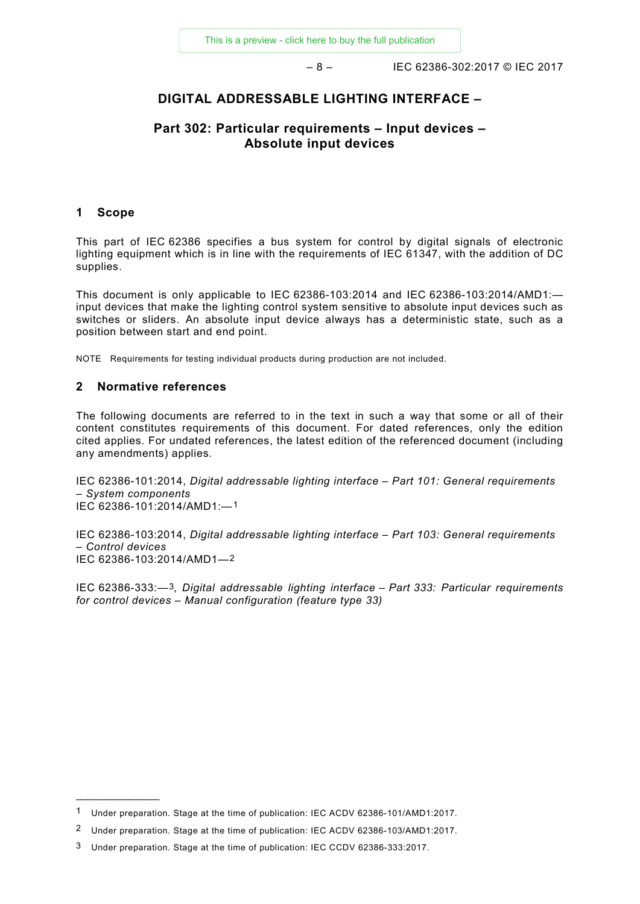# DIGITAL ADDRESSABLE LIGHTING INTERFACE –

## Part 302: Particular requirements – Input devices – Absolute input devices

## 1 Scope

This part of IEC 62386 specifies a bus system for control by digital signals of electronic lighting equipment which is in line with the requirements of IEC 61347, with the addition of DC supplies.

This document is only applicable to IEC 62386-103:2014 and IEC 62386-103:2014/AMD1:— input devices that make the lighting control system sensitive to absolute input devices such as switches or sliders. An absolute input device always has a deterministic state, such as a position between start and end point.

NOTE Requirements for testing individual products during production are not included.

## 2 Normative references

The following documents are referred to in the text in such a way that some or all of their content constitutes requirements of this document. For dated references, only the edition cited applies. For undated references, the latest edition of the referenced document (including any amendments) applies.

IEC 62386-101:2014, *Digital addressable lighting interface – Part 101: General requirements – System components*
IEC 62386-101:2014/AMD1:—[1]

IEC 62386-103:2014, *Digital addressable lighting interface – Part 103: General requirements – Control devices*
IEC 62386-103:2014/AMD1—[2]

IEC 62386-333:—[3], *Digital addressable lighting interface – Part 333: Particular requirements for control devices – Manual configuration (feature type 33)*

---

[1] Under preparation. Stage at the time of publication: IEC ACDV 62386-101/AMD1:2017.

[2] Under preparation. Stage at the time of publication: IEC ACDV 62386-103/AMD1:2017.

[3] Under preparation. Stage at the time of publication: IEC CCDV 62386-333:2017.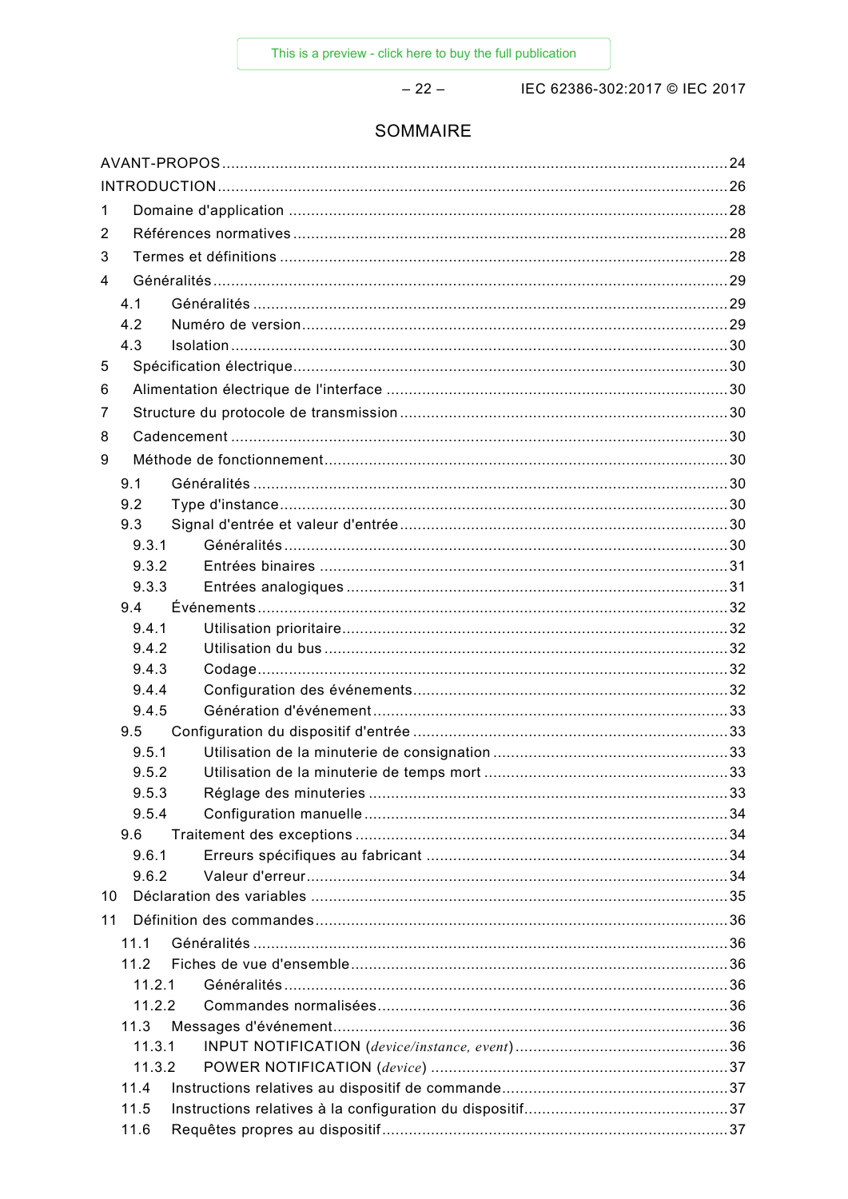# SOMMAIRE

AVANT-PROPOS ... 24
INTRODUCTION ... 26
1 Domaine d'application ... 28
2 Références normatives ... 28
3 Termes et définitions ... 28
4 Généralités ... 29
 4.1 Généralités ... 29
 4.2 Numéro de version ... 29
 4.3 Isolation ... 30
5 Spécification électrique ... 30
6 Alimentation électrique de l'interface ... 30
7 Structure du protocole de transmission ... 30
8 Cadencement ... 30
9 Méthode de fonctionnement ... 30
 9.1 Généralités ... 30
 9.2 Type d'instance ... 30
 9.3 Signal d'entrée et valeur d'entrée ... 30
  9.3.1 Généralités ... 30
  9.3.2 Entrées binaires ... 31
  9.3.3 Entrées analogiques ... 31
 9.4 Événements ... 32
  9.4.1 Utilisation prioritaire ... 32
  9.4.2 Utilisation du bus ... 32
  9.4.3 Codage ... 32
  9.4.4 Configuration des événements ... 32
  9.4.5 Génération d'événement ... 33
 9.5 Configuration du dispositif d'entrée ... 33
  9.5.1 Utilisation de la minuterie de consignation ... 33
  9.5.2 Utilisation de la minuterie de temps mort ... 33
  9.5.3 Réglage des minuteries ... 33
  9.5.4 Configuration manuelle ... 34
 9.6 Traitement des exceptions ... 34
  9.6.1 Erreurs spécifiques au fabricant ... 34
  9.6.2 Valeur d'erreur ... 34
10 Déclaration des variables ... 35
11 Définition des commandes ... 36
 11.1 Généralités ... 36
 11.2 Fiches de vue d'ensemble ... 36
  11.2.1 Généralités ... 36
  11.2.2 Commandes normalisées ... 36
 11.3 Messages d'événement ... 36
  11.3.1 INPUT NOTIFICATION (*device/instance, event*) ... 36
  11.3.2 POWER NOTIFICATION (*device*) ... 37
 11.4 Instructions relatives au dispositif de commande ... 37
 11.5 Instructions relatives à la configuration du dispositif ... 37
 11.6 Requêtes propres au dispositif ... 37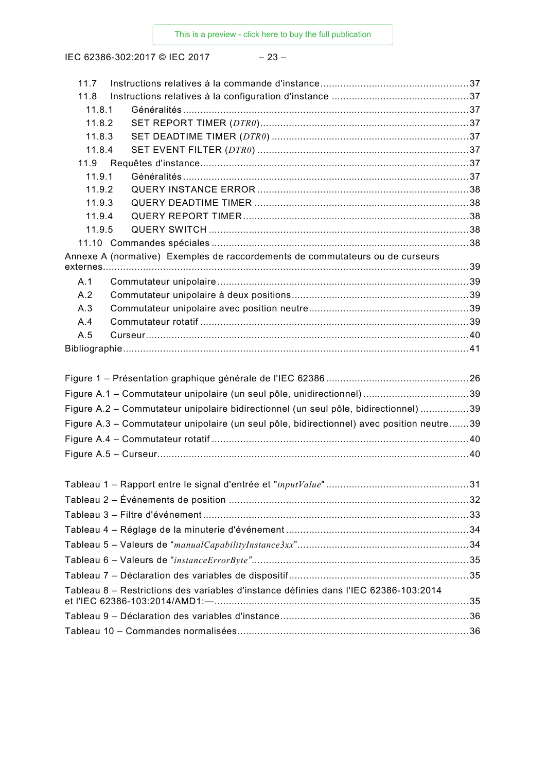11.7 Instructions relatives à la commande d'instance .................................................... 37

11.8 Instructions relatives à la configuration d'instance ................................................ 37

11.8.1 Généralités .................................................................................................... 37

11.8.2 SET REPORT TIMER (*DTR0*) ......................................................................... 37

11.8.3 SET DEADTIME TIMER (*DTR0*) ..................................................................... 37

11.8.4 SET EVENT FILTER (*DTR0*) .......................................................................... 37

11.9 Requêtes d'instance .............................................................................................. 37

11.9.1 Généralités .................................................................................................... 37

11.9.2 QUERY INSTANCE ERROR .......................................................................... 38

11.9.3 QUERY DEADTIME TIMER ........................................................................... 38

11.9.4 QUERY REPORT TIMER ............................................................................... 38

11.9.5 QUERY SWITCH ........................................................................................... 38

11.10 Commandes spéciales .......................................................................................... 38

Annexe A (normative) Exemples de raccordements de commutateurs ou de curseurs externes ............................................................................................................................... 39

A.1 Commutateur unipolaire ........................................................................................ 39

A.2 Commutateur unipolaire à deux positions .............................................................. 39

A.3 Commutateur unipolaire avec position neutre ........................................................ 39

A.4 Commutateur rotatif .............................................................................................. 39

A.5 Curseur ................................................................................................................. 40

Bibliographie ......................................................................................................................... 41

Figure 1 – Présentation graphique générale de l'IEC 62386 .................................................. 26

Figure A.1 – Commutateur unipolaire (un seul pôle, unidirectionnel) ..................................... 39

Figure A.2 – Commutateur unipolaire bidirectionnel (un seul pôle, bidirectionnel) ................. 39

Figure A.3 – Commutateur unipolaire (un seul pôle, bidirectionnel) avec position neutre ....... 39

Figure A.4 – Commutateur rotatif .......................................................................................... 40

Figure A.5 – Curseur ............................................................................................................. 40

Tableau 1 – Rapport entre le signal d'entrée et "*inputValue*" ................................................. 31

Tableau 2 – Événements de position .................................................................................... 32

Tableau 3 – Filtre d'événement ............................................................................................. 33

Tableau 4 – Réglage de la minuterie d'événement ................................................................ 34

Tableau 5 – Valeurs de “*manualCapabilityInstance3xx*” ........................................................... 34

Tableau 6 – Valeurs de “*instanceErrorByte”* ........................................................................... 35

Tableau 7 – Déclaration des variables de dispositif ............................................................... 35

Tableau 8 – Restrictions des variables d'instance définies dans l'IEC 62386-103:2014 et l'IEC 62386-103:2014/AMD1:— ......................................................................................... 35

Tableau 9 – Déclaration des variables d'instance .................................................................. 36

Tableau 10 – Commandes normalisées ................................................................................. 36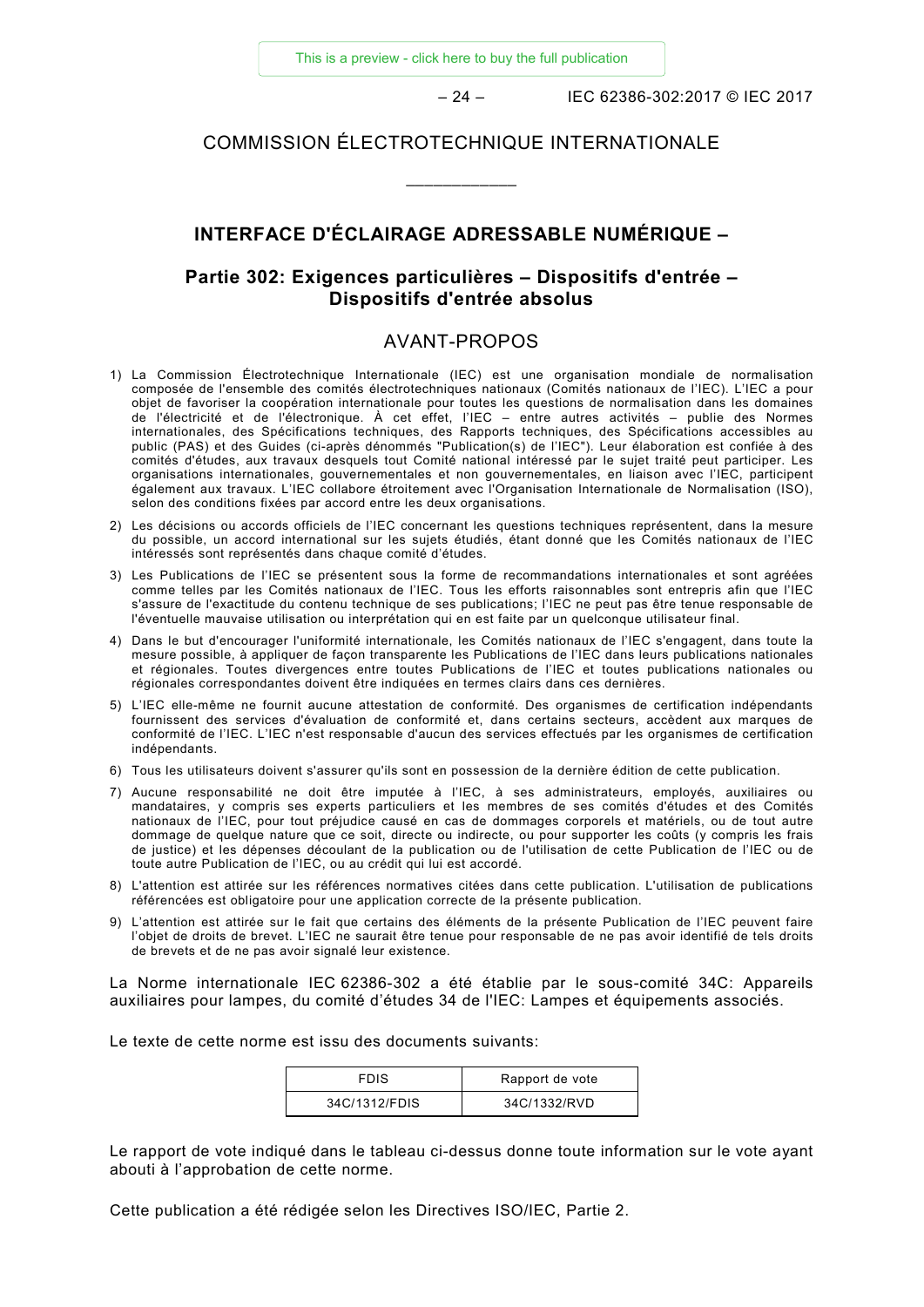COMMISSION ÉLECTROTECHNIQUE INTERNATIONALE

\_\_\_\_\_\_\_\_\_\_\_\_

# INTERFACE D'ÉCLAIRAGE ADRESSABLE NUMÉRIQUE –

## Partie 302: Exigences particulières – Dispositifs d'entrée – Dispositifs d'entrée absolus

## AVANT-PROPOS

1) La Commission Électrotechnique Internationale (IEC) est une organisation mondiale de normalisation composée de l'ensemble des comités électrotechniques nationaux (Comités nationaux de l'IEC). L'IEC a pour objet de favoriser la coopération internationale pour toutes les questions de normalisation dans les domaines de l'électricité et de l'électronique. À cet effet, l'IEC – entre autres activités – publie des Normes internationales, des Spécifications techniques, des Rapports techniques, des Spécifications accessibles au public (PAS) et des Guides (ci-après dénommés "Publication(s) de l'IEC"). Leur élaboration est confiée à des comités d'études, aux travaux desquels tout Comité national intéressé par le sujet traité peut participer. Les organisations internationales, gouvernementales et non gouvernementales, en liaison avec l'IEC, participent également aux travaux. L'IEC collabore étroitement avec l'Organisation Internationale de Normalisation (ISO), selon des conditions fixées par accord entre les deux organisations.
2) Les décisions ou accords officiels de l'IEC concernant les questions techniques représentent, dans la mesure du possible, un accord international sur les sujets étudiés, étant donné que les Comités nationaux de l'IEC intéressés sont représentés dans chaque comité d'études.
3) Les Publications de l'IEC se présentent sous la forme de recommandations internationales et sont agréées comme telles par les Comités nationaux de l'IEC. Tous les efforts raisonnables sont entrepris afin que l'IEC s'assure de l'exactitude du contenu technique de ses publications; l'IEC ne peut pas être tenue responsable de l'éventuelle mauvaise utilisation ou interprétation qui en est faite par un quelconque utilisateur final.
4) Dans le but d'encourager l'uniformité internationale, les Comités nationaux de l'IEC s'engagent, dans toute la mesure possible, à appliquer de façon transparente les Publications de l'IEC dans leurs publications nationales et régionales. Toutes divergences entre toutes Publications de l'IEC et toutes publications nationales ou régionales correspondantes doivent être indiquées en termes clairs dans ces dernières.
5) L'IEC elle-même ne fournit aucune attestation de conformité. Des organismes de certification indépendants fournissent des services d'évaluation de conformité et, dans certains secteurs, accèdent aux marques de conformité de l'IEC. L'IEC n'est responsable d'aucun des services effectués par les organismes de certification indépendants.
6) Tous les utilisateurs doivent s'assurer qu'ils sont en possession de la dernière édition de cette publication.
7) Aucune responsabilité ne doit être imputée à l'IEC, à ses administrateurs, employés, auxiliaires ou mandataires, y compris ses experts particuliers et les membres de ses comités d'études et des Comités nationaux de l'IEC, pour tout préjudice causé en cas de dommages corporels et matériels, ou de tout autre dommage de quelque nature que ce soit, directe ou indirecte, ou pour supporter les coûts (y compris les frais de justice) et les dépenses découlant de la publication ou de l'utilisation de cette Publication de l'IEC ou de toute autre Publication de l'IEC, ou au crédit qui lui est accordé.
8) L'attention est attirée sur les références normatives citées dans cette publication. L'utilisation de publications référencées est obligatoire pour une application correcte de la présente publication.
9) L'attention est attirée sur le fait que certains des éléments de la présente Publication de l'IEC peuvent faire l'objet de droits de brevet. L'IEC ne saurait être tenue pour responsable de ne pas avoir identifié de tels droits de brevets et de ne pas avoir signalé leur existence.

La Norme internationale IEC 62386-302 a été établie par le sous-comité 34C: Appareils auxiliaires pour lampes, du comité d'études 34 de l'IEC: Lampes et équipements associés.

Le texte de cette norme est issu des documents suivants:

| FDIS | Rapport de vote |
|---|---|
| 34C/1312/FDIS | 34C/1332/RVD |

Le rapport de vote indiqué dans le tableau ci-dessus donne toute information sur le vote ayant abouti à l'approbation de cette norme.

Cette publication a été rédigée selon les Directives ISO/IEC, Partie 2.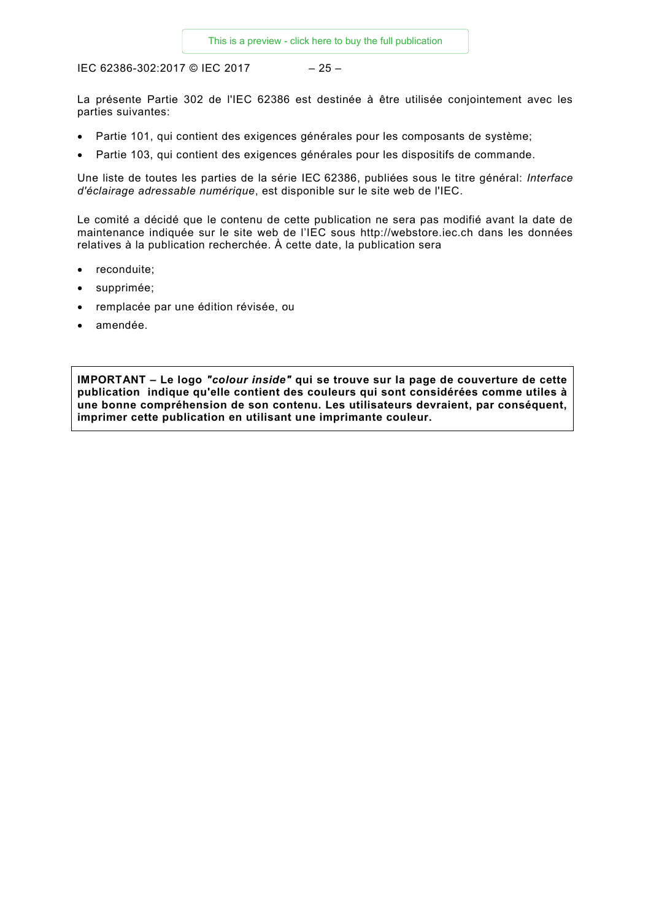La présente Partie 302 de l'IEC 62386 est destinée à être utilisée conjointement avec les parties suivantes:

- Partie 101, qui contient des exigences générales pour les composants de système;
- Partie 103, qui contient des exigences générales pour les dispositifs de commande.

Une liste de toutes les parties de la série IEC 62386, publiées sous le titre général: *Interface d'éclairage adressable numérique*, est disponible sur le site web de l'IEC.

Le comité a décidé que le contenu de cette publication ne sera pas modifié avant la date de maintenance indiquée sur le site web de l'IEC sous http://webstore.iec.ch dans les données relatives à la publication recherchée. À cette date, la publication sera

- reconduite;
- supprimée;
- remplacée par une édition révisée, ou
- amendée.

**IMPORTANT – Le logo *"colour inside"* qui se trouve sur la page de couverture de cette publication indique qu'elle contient des couleurs qui sont considérées comme utiles à une bonne compréhension de son contenu. Les utilisateurs devraient, par conséquent, imprimer cette publication en utilisant une imprimante couleur.**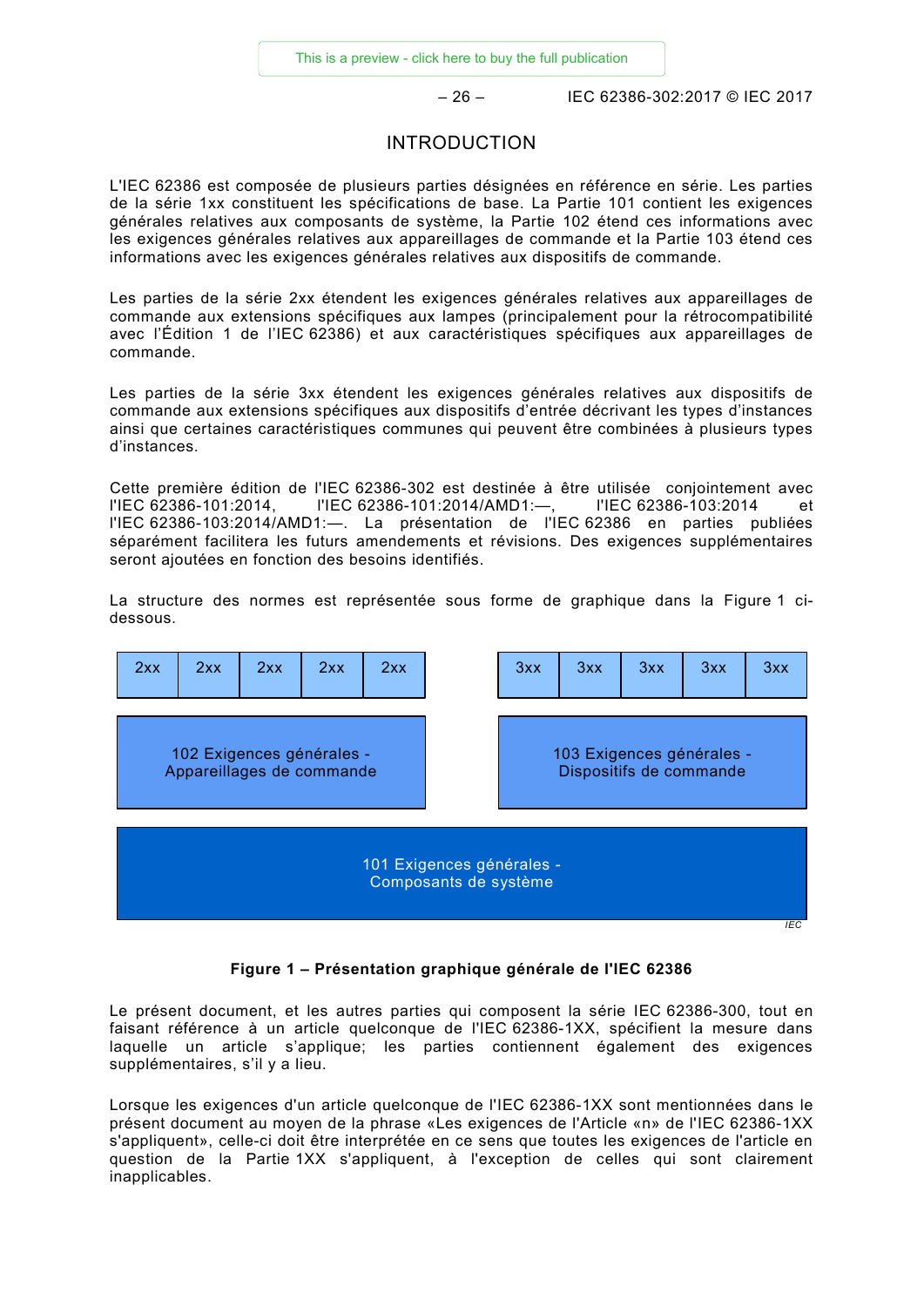# INTRODUCTION

L'IEC 62386 est composée de plusieurs parties désignées en référence en série. Les parties de la série 1xx constituent les spécifications de base. La Partie 101 contient les exigences générales relatives aux composants de système, la Partie 102 étend ces informations avec les exigences générales relatives aux appareillages de commande et la Partie 103 étend ces informations avec les exigences générales relatives aux dispositifs de commande.

Les parties de la série 2xx étendent les exigences générales relatives aux appareillages de commande aux extensions spécifiques aux lampes (principalement pour la rétrocompatibilité avec l'Édition 1 de l'IEC 62386) et aux caractéristiques spécifiques aux appareillages de commande.

Les parties de la série 3xx étendent les exigences générales relatives aux dispositifs de commande aux extensions spécifiques aux dispositifs d'entrée décrivant les types d'instances ainsi que certaines caractéristiques communes qui peuvent être combinées à plusieurs types d'instances.

Cette première édition de l'IEC 62386-302 est destinée à être utilisée conjointement avec l'IEC 62386-101:2014, l'IEC 62386-101:2014/AMD1:—, l'IEC 62386-103:2014 et l'IEC 62386-103:2014/AMD1:—. La présentation de l'IEC 62386 en parties publiées séparément facilitera les futurs amendements et révisions. Des exigences supplémentaires seront ajoutées en fonction des besoins identifiés.

La structure des normes est représentée sous forme de graphique dans la Figure 1 ci-dessous.

| 2xx | 2xx | 2xx | 2xx | 2xx | | 3xx | 3xx | 3xx | 3xx | 3xx |
|---|---|---|---|---|---|---|---|---|---|---|
| 102 Exigences générales - Appareillages de commande | | | | | | 103 Exigences générales - Dispositifs de commande | | | | |
| 101 Exigences générales - Composants de système | | | | | | | | | | |

**Figure 1 – Présentation graphique générale de l'IEC 62386**

Le présent document, et les autres parties qui composent la série IEC 62386-300, tout en faisant référence à un article quelconque de l'IEC 62386-1XX, spécifient la mesure dans laquelle un article s'applique; les parties contiennent également des exigences supplémentaires, s'il y a lieu.

Lorsque les exigences d'un article quelconque de l'IEC 62386-1XX sont mentionnées dans le présent document au moyen de la phrase «Les exigences de l'Article «n» de l'IEC 62386-1XX s'appliquent», celle-ci doit être interprétée en ce sens que toutes les exigences de l'article en question de la Partie 1XX s'appliquent, à l'exception de celles qui sont clairement inapplicables.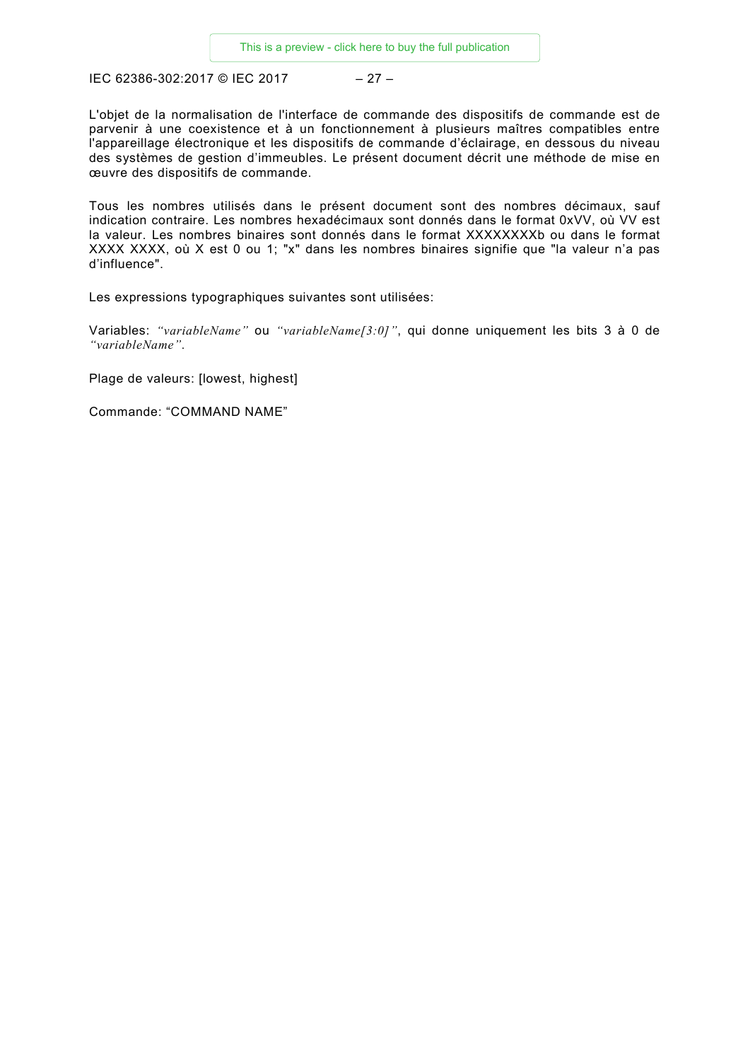L'objet de la normalisation de l'interface de commande des dispositifs de commande est de parvenir à une coexistence et à un fonctionnement à plusieurs maîtres compatibles entre l'appareillage électronique et les dispositifs de commande d'éclairage, en dessous du niveau des systèmes de gestion d'immeubles. Le présent document décrit une méthode de mise en œuvre des dispositifs de commande.

Tous les nombres utilisés dans le présent document sont des nombres décimaux, sauf indication contraire. Les nombres hexadécimaux sont donnés dans le format 0xVV, où VV est la valeur. Les nombres binaires sont donnés dans le format XXXXXXXXb ou dans le format XXXX XXXX, où X est 0 ou 1; "x" dans les nombres binaires signifie que "la valeur n'a pas d'influence".

Les expressions typographiques suivantes sont utilisées:

Variables: *"variableName"* ou *"variableName[3:0]"*, qui donne uniquement les bits 3 à 0 de *"variableName"*.

Plage de valeurs: [lowest, highest]

Commande: "COMMAND NAME"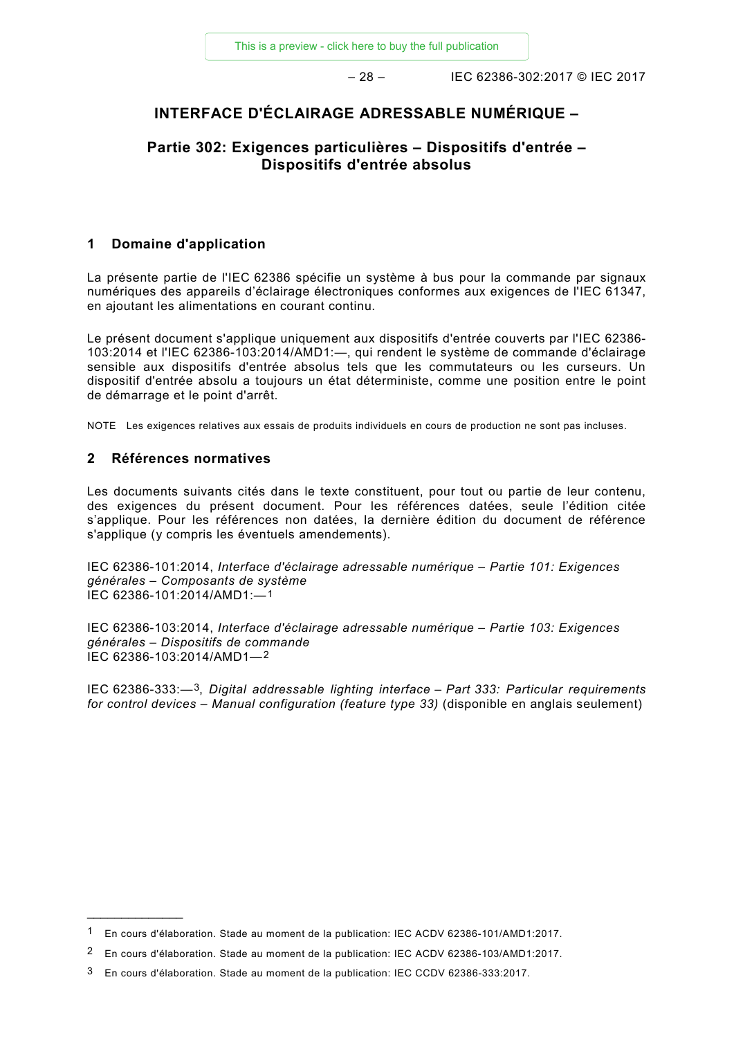# INTERFACE D'ÉCLAIRAGE ADRESSABLE NUMÉRIQUE –

## Partie 302: Exigences particulières – Dispositifs d'entrée – Dispositifs d'entrée absolus

### 1 Domaine d'application

La présente partie de l'IEC 62386 spécifie un système à bus pour la commande par signaux numériques des appareils d'éclairage électroniques conformes aux exigences de l'IEC 61347, en ajoutant les alimentations en courant continu.

Le présent document s'applique uniquement aux dispositifs d'entrée couverts par l'IEC 62386-103:2014 et l'IEC 62386-103:2014/AMD1:—, qui rendent le système de commande d'éclairage sensible aux dispositifs d'entrée absolus tels que les commutateurs ou les curseurs. Un dispositif d'entrée absolu a toujours un état déterministe, comme une position entre le point de démarrage et le point d'arrêt.

NOTE Les exigences relatives aux essais de produits individuels en cours de production ne sont pas incluses.

### 2 Références normatives

Les documents suivants cités dans le texte constituent, pour tout ou partie de leur contenu, des exigences du présent document. Pour les références datées, seule l'édition citée s'applique. Pour les références non datées, la dernière édition du document de référence s'applique (y compris les éventuels amendements).

IEC 62386-101:2014, *Interface d'éclairage adressable numérique – Partie 101: Exigences générales – Composants de système*
IEC 62386-101:2014/AMD1:—[1]

IEC 62386-103:2014, *Interface d'éclairage adressable numérique – Partie 103: Exigences générales – Dispositifs de commande*
IEC 62386-103:2014/AMD1—[2]

IEC 62386-333:—[3], *Digital addressable lighting interface – Part 333: Particular requirements for control devices – Manual configuration (feature type 33)* (disponible en anglais seulement)

---

[1] En cours d'élaboration. Stade au moment de la publication: IEC ACDV 62386-101/AMD1:2017.

[2] En cours d'élaboration. Stade au moment de la publication: IEC ACDV 62386-103/AMD1:2017.

[3] En cours d'élaboration. Stade au moment de la publication: IEC CCDV 62386-333:2017.